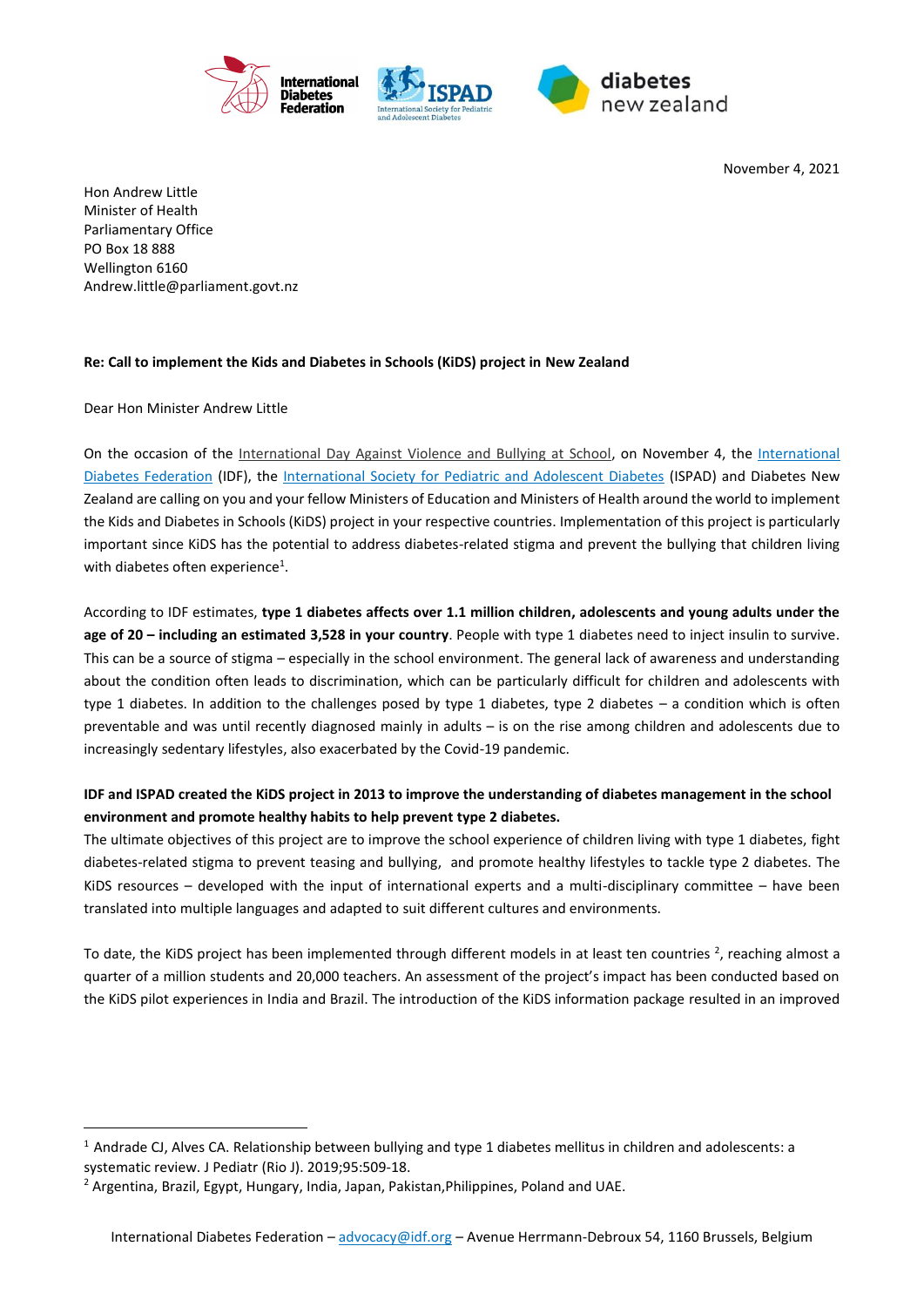November 4, 2021

Hon Andrew Little
Minister of Health
Parliamentary Office
PO Box 18 888
Wellington 6160
Andrew.little@parliament.govt.nz

**Re: Call to implement the Kids and Diabetes in Schools (KiDS) project in New Zealand**

Dear Hon Minister Andrew Little

On the occasion of the International Day Against Violence and Bullying at School, on November 4, the International Diabetes Federation (IDF), the International Society for Pediatric and Adolescent Diabetes (ISPAD) and Diabetes New Zealand are calling on you and your fellow Ministers of Education and Ministers of Health around the world to implement the Kids and Diabetes in Schools (KiDS) project in your respective countries. Implementation of this project is particularly important since KiDS has the potential to address diabetes-related stigma and prevent the bullying that children living with diabetes often experience[1].

According to IDF estimates, **type 1 diabetes affects over 1.1 million children, adolescents and young adults under the age of 20 – including an estimated 3,528 in your country**. People with type 1 diabetes need to inject insulin to survive. This can be a source of stigma – especially in the school environment. The general lack of awareness and understanding about the condition often leads to discrimination, which can be particularly difficult for children and adolescents with type 1 diabetes. In addition to the challenges posed by type 1 diabetes, type 2 diabetes – a condition which is often preventable and was until recently diagnosed mainly in adults – is on the rise among children and adolescents due to increasingly sedentary lifestyles, also exacerbated by the Covid-19 pandemic.

**IDF and ISPAD created the KiDS project in 2013 to improve the understanding of diabetes management in the school environment and promote healthy habits to help prevent type 2 diabetes.**

The ultimate objectives of this project are to improve the school experience of children living with type 1 diabetes, fight diabetes-related stigma to prevent teasing and bullying, and promote healthy lifestyles to tackle type 2 diabetes. The KiDS resources – developed with the input of international experts and a multi-disciplinary committee – have been translated into multiple languages and adapted to suit different cultures and environments.

To date, the KiDS project has been implemented through different models in at least ten countries [2], reaching almost a quarter of a million students and 20,000 teachers. An assessment of the project's impact has been conducted based on the KiDS pilot experiences in India and Brazil. The introduction of the KiDS information package resulted in an improved

---

[1] Andrade CJ, Alves CA. Relationship between bullying and type 1 diabetes mellitus in children and adolescents: a systematic review. J Pediatr (Rio J). 2019;95:509-18.

[2] Argentina, Brazil, Egypt, Hungary, India, Japan, Pakistan,Philippines, Poland and UAE.

International Diabetes Federation – advocacy@idf.org – Avenue Herrmann-Debroux 54, 1160 Brussels, Belgium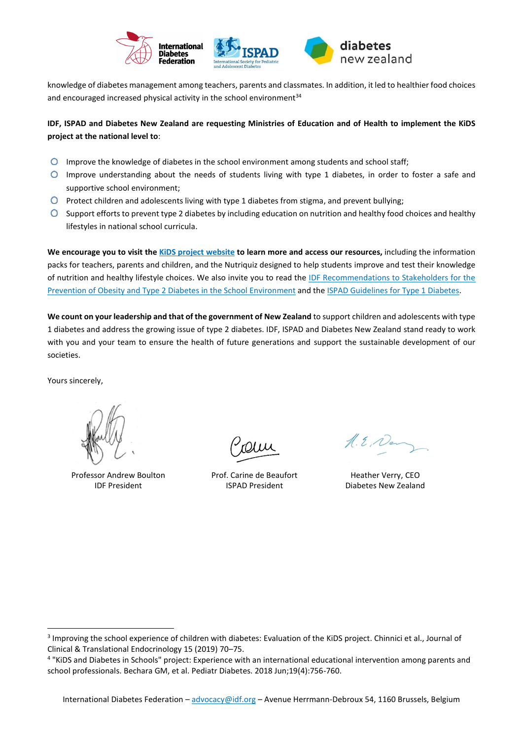knowledge of diabetes management among teachers, parents and classmates. In addition, it led to healthier food choices and encouraged increased physical activity in the school environment[3,4]

**IDF, ISPAD and Diabetes New Zealand are requesting Ministries of Education and of Health to implement the KiDS project at the national level to**:

- Improve the knowledge of diabetes in the school environment among students and school staff;
- Improve understanding about the needs of students living with type 1 diabetes, in order to foster a safe and supportive school environment;
- Protect children and adolescents living with type 1 diabetes from stigma, and prevent bullying;
- Support efforts to prevent type 2 diabetes by including education on nutrition and healthy food choices and healthy lifestyles in national school curricula.

**We encourage you to visit the KiDS project website to learn more and access our resources,** including the information packs for teachers, parents and children, and the Nutriquiz designed to help students improve and test their knowledge of nutrition and healthy lifestyle choices. We also invite you to read the IDF Recommendations to Stakeholders for the Prevention of Obesity and Type 2 Diabetes in the School Environment and the ISPAD Guidelines for Type 1 Diabetes.

**We count on your leadership and that of the government of New Zealand** to support children and adolescents with type 1 diabetes and address the growing issue of type 2 diabetes. IDF, ISPAD and Diabetes New Zealand stand ready to work with you and your team to ensure the health of future generations and support the sustainable development of our societies.

Yours sincerely,

| | | |
|---|---|---|
| Professor Andrew Boulton<br>IDF President | Prof. Carine de Beaufort<br>ISPAD President | Heather Verry, CEO<br>Diabetes New Zealand |

---

[3] Improving the school experience of children with diabetes: Evaluation of the KiDS project. Chinnici et al., Journal of Clinical & Translational Endocrinology 15 (2019) 70–75.

[4] "KiDS and Diabetes in Schools" project: Experience with an international educational intervention among parents and school professionals. Bechara GM, et al. Pediatr Diabetes. 2018 Jun;19(4):756-760.

International Diabetes Federation – advocacy@idf.org – Avenue Herrmann-Debroux 54, 1160 Brussels, Belgium